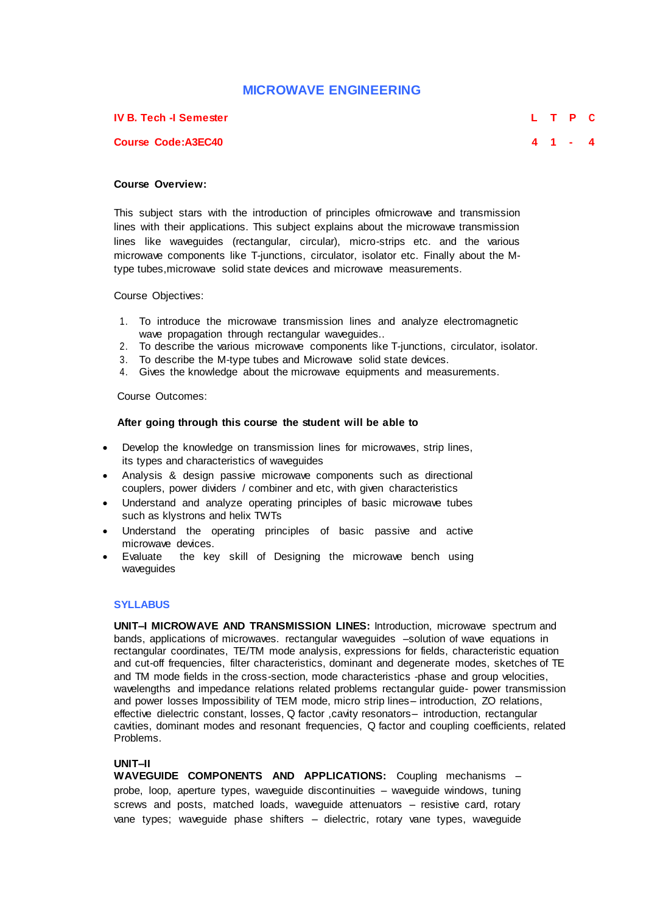# MICROWAVE ENGINEERING

| IV B. Tech -I Semester | L | T | P | C |
|---|---|---|---|---|
| Course Code:A3EC40 | 4 | 1 | - | 4 |

**Course Overview:**

This subject stars with the introduction of principles ofmicrowave and transmission lines with their applications. This subject explains about the microwave transmission lines like waveguides (rectangular, circular), micro-strips etc. and the various microwave components like T-junctions, circulator, isolator etc. Finally about the M-type tubes,microwave solid state devices and microwave measurements.

Course Objectives:

1. To introduce the microwave transmission lines and analyze electromagnetic wave propagation through rectangular waveguides..
2. To describe the various microwave components like T-junctions, circulator, isolator.
3. To describe the M-type tubes and Microwave solid state devices.
4. Gives the knowledge about the microwave equipments and measurements.

Course Outcomes:

**After going through this course the student will be able to**

- Develop the knowledge on transmission lines for microwaves, strip lines, its types and characteristics of waveguides
- Analysis & design passive microwave components such as directional couplers, power dividers / combiner and etc, with given characteristics
- Understand and analyze operating principles of basic microwave tubes such as klystrons and helix TWTs
- Understand the operating principles of basic passive and active microwave devices.
- Evaluate the key skill of Designing the microwave bench using waveguides

## SYLLABUS

**UNIT–I MICROWAVE AND TRANSMISSION LINES:** Introduction, microwave spectrum and bands, applications of microwaves. rectangular waveguides –solution of wave equations in rectangular coordinates, TE/TM mode analysis, expressions for fields, characteristic equation and cut-off frequencies, filter characteristics, dominant and degenerate modes, sketches of TE and TM mode fields in the cross-section, mode characteristics -phase and group velocities, wavelengths and impedance relations related problems rectangular guide- power transmission and power losses Impossibility of TEM mode, micro strip lines– introduction, ZO relations, effective dielectric constant, losses, Q factor ,cavity resonators– introduction, rectangular cavities, dominant modes and resonant frequencies, Q factor and coupling coefficients, related Problems.

**UNIT–II**
**WAVEGUIDE COMPONENTS AND APPLICATIONS:** Coupling mechanisms – probe, loop, aperture types, waveguide discontinuities – waveguide windows, tuning screws and posts, matched loads, waveguide attenuators – resistive card, rotary vane types; waveguide phase shifters – dielectric, rotary vane types, waveguide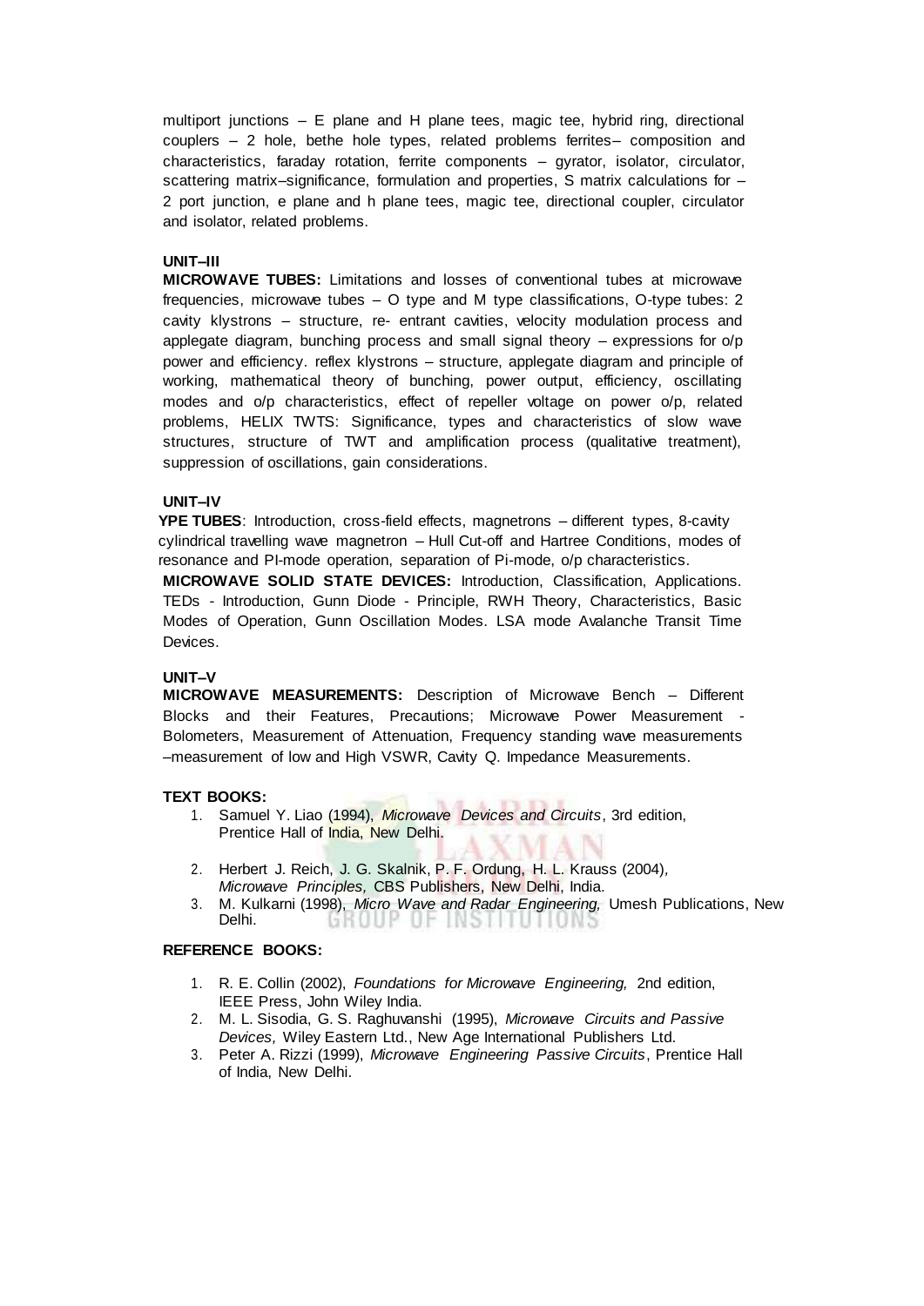multiport junctions – E plane and H plane tees, magic tee, hybrid ring, directional couplers – 2 hole, bethe hole types, related problems ferrites– composition and characteristics, faraday rotation, ferrite components – gyrator, isolator, circulator, scattering matrix–significance, formulation and properties, S matrix calculations for – 2 port junction, e plane and h plane tees, magic tee, directional coupler, circulator and isolator, related problems.

**UNIT–III**

**MICROWAVE TUBES:** Limitations and losses of conventional tubes at microwave frequencies, microwave tubes – O type and M type classifications, O-type tubes: 2 cavity klystrons – structure, re- entrant cavities, velocity modulation process and applegate diagram, bunching process and small signal theory – expressions for o/p power and efficiency. reflex klystrons – structure, applegate diagram and principle of working, mathematical theory of bunching, power output, efficiency, oscillating modes and o/p characteristics, effect of repeller voltage on power o/p, related problems, HELIX TWTS: Significance, types and characteristics of slow wave structures, structure of TWT and amplification process (qualitative treatment), suppression of oscillations, gain considerations.

**UNIT–IV**

**YPE TUBES**: Introduction, cross-field effects, magnetrons – different types, 8-cavity cylindrical travelling wave magnetron – Hull Cut-off and Hartree Conditions, modes of resonance and PI-mode operation, separation of Pi-mode, o/p characteristics.

**MICROWAVE SOLID STATE DEVICES:** Introduction, Classification, Applications. TEDs - Introduction, Gunn Diode - Principle, RWH Theory, Characteristics, Basic Modes of Operation, Gunn Oscillation Modes. LSA mode Avalanche Transit Time Devices.

**UNIT–V**

**MICROWAVE MEASUREMENTS:** Description of Microwave Bench – Different Blocks and their Features, Precautions; Microwave Power Measurement - Bolometers, Measurement of Attenuation, Frequency standing wave measurements –measurement of low and High VSWR, Cavity Q. Impedance Measurements.

**TEXT BOOKS:**

1. Samuel Y. Liao (1994), *Microwave Devices and Circuits*, 3rd edition, Prentice Hall of India, New Delhi.
2. Herbert J. Reich, J. G. Skalnik, P. F. Ordung, H. L. Krauss (2004), *Microwave Principles,* CBS Publishers, New Delhi, India.
3. M. Kulkarni (1998), *Micro Wave and Radar Engineering,* Umesh Publications, New Delhi.

**REFERENCE BOOKS:**

1. R. E. Collin (2002), *Foundations for Microwave Engineering,* 2nd edition, IEEE Press, John Wiley India.
2. M. L. Sisodia, G. S. Raghuvanshi (1995), *Microwave Circuits and Passive Devices,* Wiley Eastern Ltd., New Age International Publishers Ltd.
3. Peter A. Rizzi (1999), *Microwave Engineering Passive Circuits*, Prentice Hall of India, New Delhi.